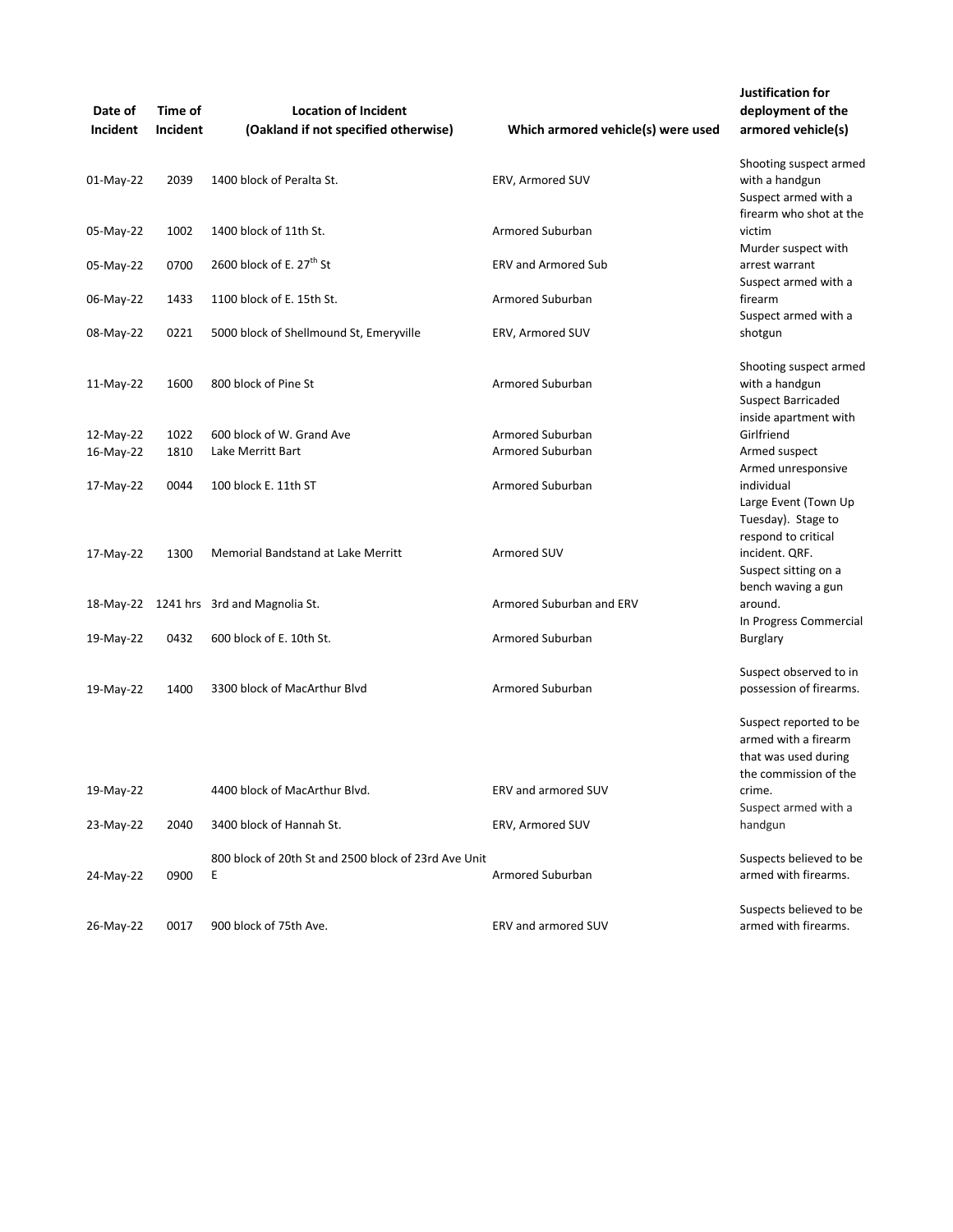| Date of Incident | Time of Incident | Location of Incident (Oakland if not specified otherwise) | Which armored vehicle(s) were used | Justification for deployment of the armored vehicle(s) |
|---|---|---|---|---|
| 01-May-22 | 2039 | 1400 block of Peralta St. | ERV, Armored SUV | Shooting suspect armed with a handgun |
| 05-May-22 | 1002 | 1400 block of 11th St. | Armored Suburban | Suspect armed with a firearm who shot at the victim |
| 05-May-22 | 0700 | 2600 block of E. 27th St | ERV and Armored Sub | Murder suspect with arrest warrant |
| 06-May-22 | 1433 | 1100 block of E. 15th St. | Armored Suburban | Suspect armed with a firearm |
| 08-May-22 | 0221 | 5000 block of Shellmound St, Emeryville | ERV, Armored SUV | Suspect armed with a shotgun |
| 11-May-22 | 1600 | 800 block of Pine St | Armored Suburban | Shooting suspect armed with a handgun |
| 12-May-22 | 1022 | 600 block of W. Grand Ave | Armored Suburban | Suspect Barricaded inside apartment with Girlfriend |
| 16-May-22 | 1810 | Lake Merritt Bart | Armored Suburban | Armed suspect |
| 17-May-22 | 0044 | 100 block E. 11th ST | Armored Suburban | Armed unresponsive individual |
| 17-May-22 | 1300 | Memorial Bandstand at Lake Merritt | Armored SUV | Large Event (Town Up Tuesday). Stage to respond to critical incident. QRF. |
| 18-May-22 | 1241 hrs | 3rd and Magnolia St. | Armored Suburban and ERV | Suspect sitting on a bench waving a gun around. |
| 19-May-22 | 0432 | 600 block of E. 10th St. | Armored Suburban | In Progress Commercial Burglary |
| 19-May-22 | 1400 | 3300 block of MacArthur Blvd | Armored Suburban | Suspect observed to in possession of firearms. |
| 19-May-22 | | 4400 block of MacArthur Blvd. | ERV and armored SUV | Suspect reported to be armed with a firearm that was used during the commission of the crime. |
| 23-May-22 | 2040 | 3400 block of Hannah St. | ERV, Armored SUV | Suspect armed with a handgun |
| 24-May-22 | 0900 | 800 block of 20th St and 2500 block of 23rd Ave Unit E | Armored Suburban | Suspects believed to be armed with firearms. |
| 26-May-22 | 0017 | 900 block of 75th Ave. | ERV and armored SUV | Suspects believed to be armed with firearms. |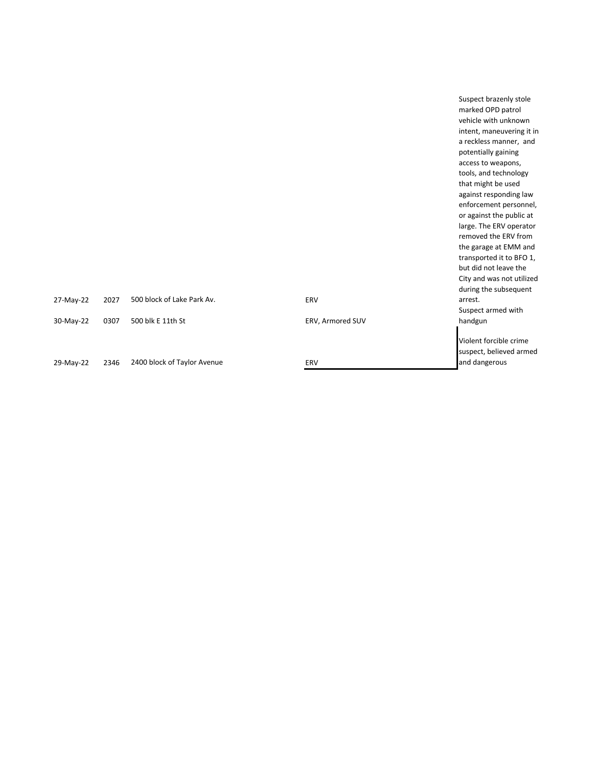| | | | | |
|---|---|---|---|---|
| 27-May-22 | 2027 | 500 block of Lake Park Av. | ERV | Suspect brazenly stole marked OPD patrol vehicle with unknown intent, maneuvering it in a reckless manner, and potentially gaining access to weapons, tools, and technology that might be used against responding law enforcement personnel, or against the public at large. The ERV operator removed the ERV from the garage at EMM and transported it to BFO 1, but did not leave the City and was not utilized during the subsequent arrest. |
| 30-May-22 | 0307 | 500 blk E 11th St | ERV, Armored SUV | Suspect armed with handgun |
| 29-May-22 | 2346 | 2400 block of Taylor Avenue | ERV | Violent forcible crime suspect, believed armed and dangerous |